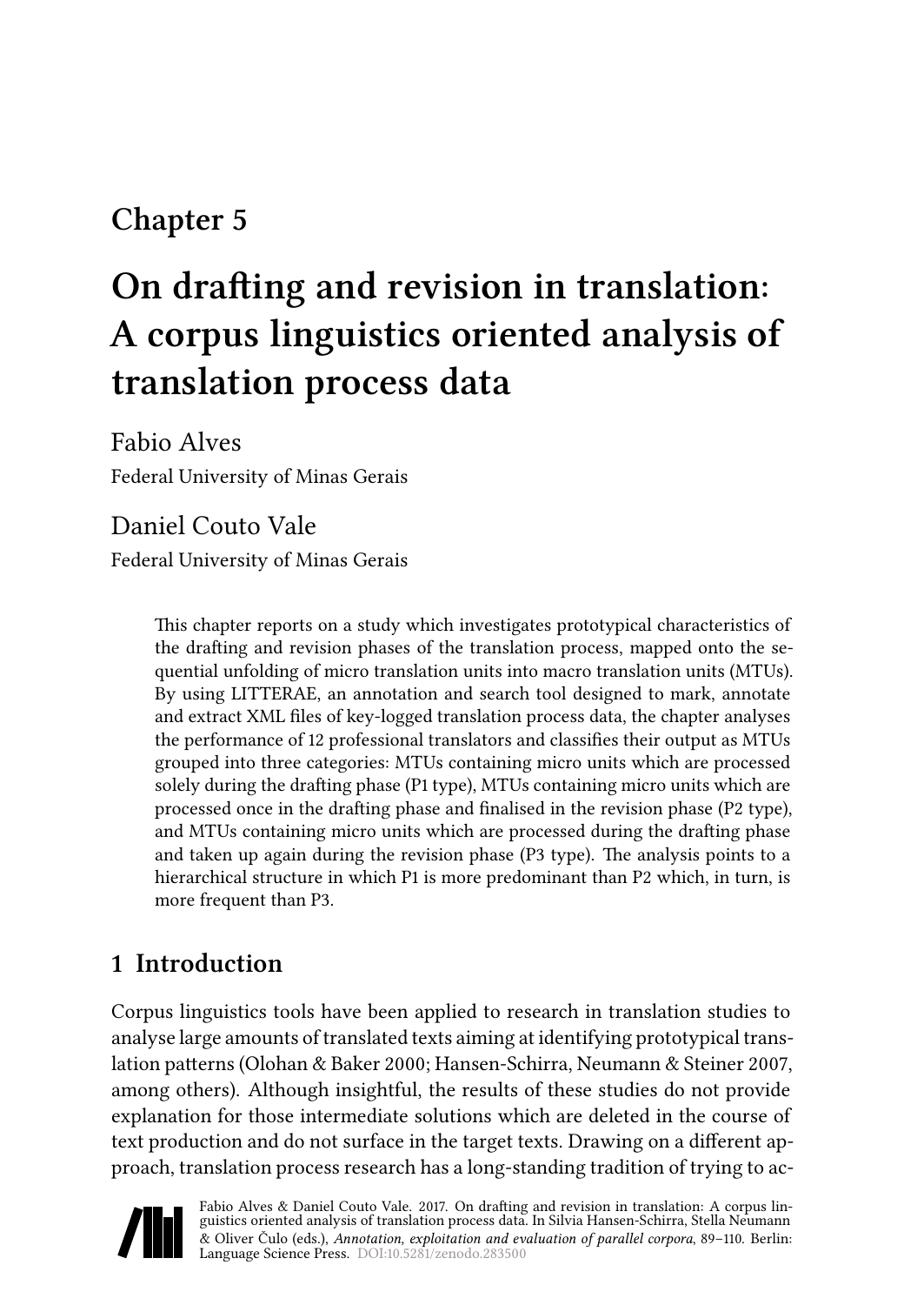# Chapter 5

# On drafting and revision in translation: A corpus linguistics oriented analysis of translation process data

Fabio Alves

Federal University of Minas Gerais

Daniel Couto Vale

Federal University of Minas Gerais

This chapter reports on a study which investigates prototypical characteristics of the drafting and revision phases of the translation process, mapped onto the sequential unfolding of micro translation units into macro translation units (MTUs). By using LITTERAE, an annotation and search tool designed to mark, annotate and extract XML files of key-logged translation process data, the chapter analyses the performance of 12 professional translators and classifies their output as MTUs grouped into three categories: MTUs containing micro units which are processed solely during the drafting phase (P1 type), MTUs containing micro units which are processed once in the drafting phase and finalised in the revision phase (P2 type), and MTUs containing micro units which are processed during the drafting phase and taken up again during the revision phase (P3 type). The analysis points to a hierarchical structure in which P1 is more predominant than P2 which, in turn, is more frequent than P3.

## 1 Introduction

Corpus linguistics tools have been applied to research in translation studies to analyse large amounts of translated texts aiming at identifying prototypical translation patterns (Olohan & Baker 2000; Hansen-Schirra, Neumann & Steiner 2007, among others). Although insightful, the results of these studies do not provide explanation for those intermediate solutions which are deleted in the course of text production and do not surface in the target texts. Drawing on a different approach, translation process research has a long-standing tradition of trying to ac-

Fabio Alves & Daniel Couto Vale. 2017. On drafting and revision in translation: A corpus linguistics oriented analysis of translation process data. In Silvia Hansen-Schirra, Stella Neumann & Oliver Čulo (eds.), *Annotation, exploitation and evaluation of parallel corpora*, 89–110. Berlin: Language Science Press. DOI:10.5281/zenodo.283500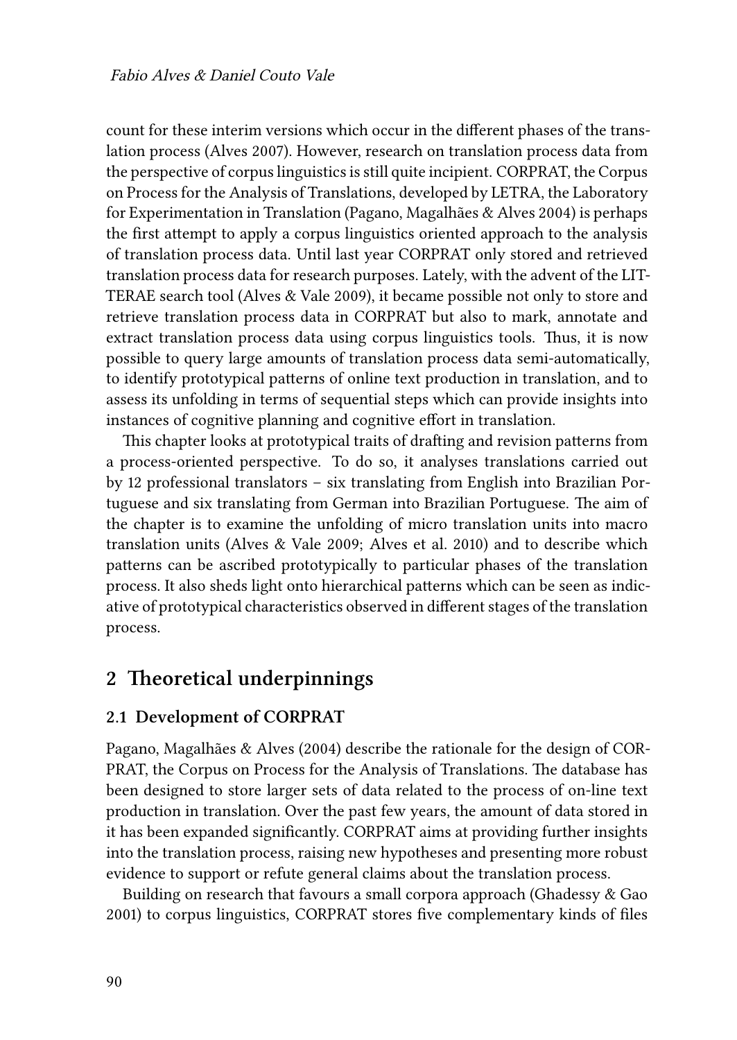count for these interim versions which occur in the different phases of the translation process (Alves 2007). However, research on translation process data from the perspective of corpus linguistics is still quite incipient. CORPRAT, the Corpus on Process for the Analysis of Translations, developed by LETRA, the Laboratory for Experimentation in Translation (Pagano, Magalhães & Alves 2004) is perhaps the first attempt to apply a corpus linguistics oriented approach to the analysis of translation process data. Until last year CORPRAT only stored and retrieved translation process data for research purposes. Lately, with the advent of the LITTERAE search tool (Alves & Vale 2009), it became possible not only to store and retrieve translation process data in CORPRAT but also to mark, annotate and extract translation process data using corpus linguistics tools. Thus, it is now possible to query large amounts of translation process data semi-automatically, to identify prototypical patterns of online text production in translation, and to assess its unfolding in terms of sequential steps which can provide insights into instances of cognitive planning and cognitive effort in translation.

This chapter looks at prototypical traits of drafting and revision patterns from a process-oriented perspective. To do so, it analyses translations carried out by 12 professional translators – six translating from English into Brazilian Portuguese and six translating from German into Brazilian Portuguese. The aim of the chapter is to examine the unfolding of micro translation units into macro translation units (Alves & Vale 2009; Alves et al. 2010) and to describe which patterns can be ascribed prototypically to particular phases of the translation process. It also sheds light onto hierarchical patterns which can be seen as indicative of prototypical characteristics observed in different stages of the translation process.

## 2 Theoretical underpinnings

### 2.1 Development of CORPRAT

Pagano, Magalhães & Alves (2004) describe the rationale for the design of CORPRAT, the Corpus on Process for the Analysis of Translations. The database has been designed to store larger sets of data related to the process of on-line text production in translation. Over the past few years, the amount of data stored in it has been expanded significantly. CORPRAT aims at providing further insights into the translation process, raising new hypotheses and presenting more robust evidence to support or refute general claims about the translation process.

Building on research that favours a small corpora approach (Ghadessy & Gao 2001) to corpus linguistics, CORPRAT stores five complementary kinds of files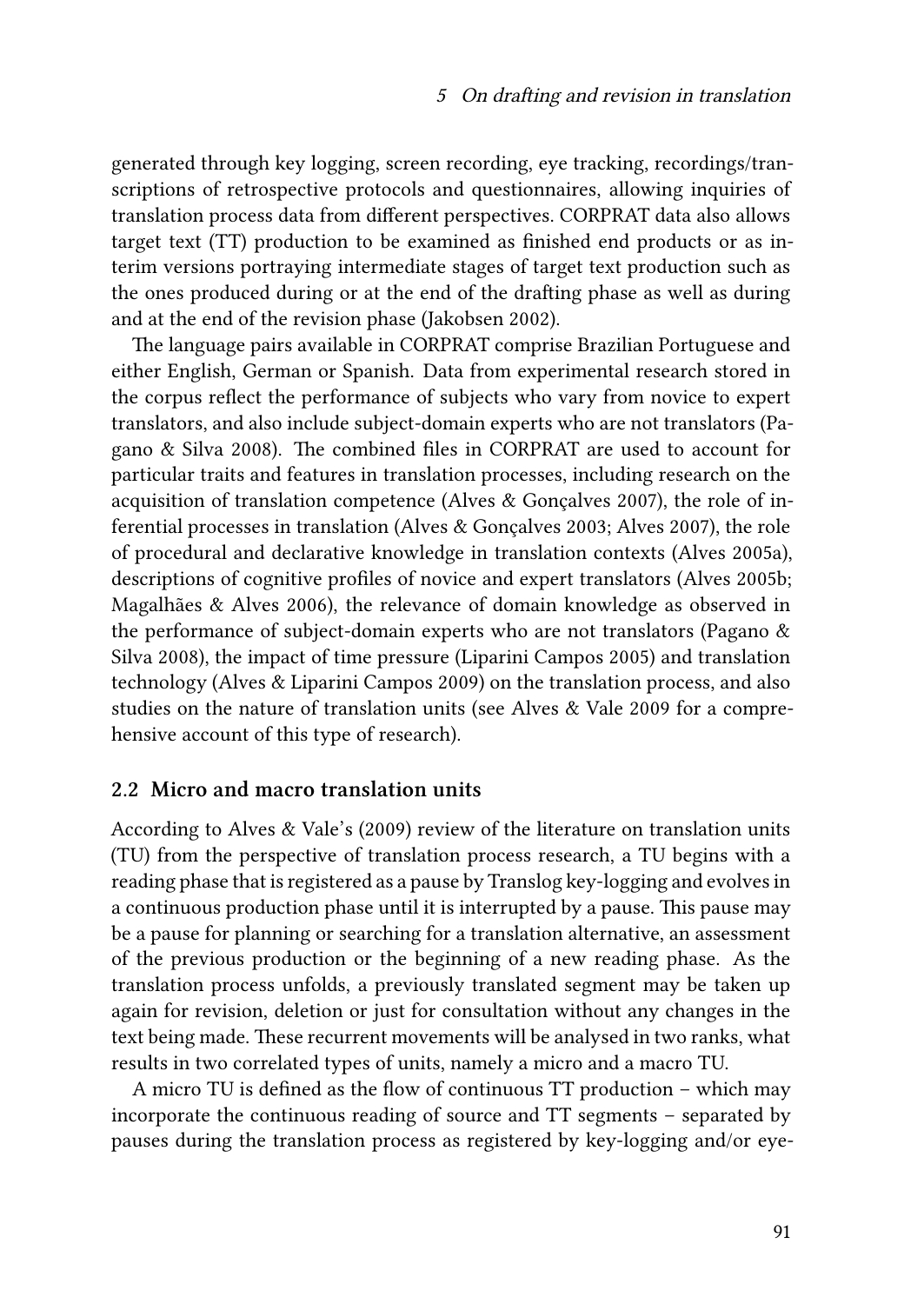generated through key logging, screen recording, eye tracking, recordings/transcriptions of retrospective protocols and questionnaires, allowing inquiries of translation process data from different perspectives. CORPRAT data also allows target text (TT) production to be examined as finished end products or as interim versions portraying intermediate stages of target text production such as the ones produced during or at the end of the drafting phase as well as during and at the end of the revision phase (Jakobsen 2002).

The language pairs available in CORPRAT comprise Brazilian Portuguese and either English, German or Spanish. Data from experimental research stored in the corpus reflect the performance of subjects who vary from novice to expert translators, and also include subject-domain experts who are not translators (Pagano & Silva 2008). The combined files in CORPRAT are used to account for particular traits and features in translation processes, including research on the acquisition of translation competence (Alves & Gonçalves 2007), the role of inferential processes in translation (Alves & Gonçalves 2003; Alves 2007), the role of procedural and declarative knowledge in translation contexts (Alves 2005a), descriptions of cognitive profiles of novice and expert translators (Alves 2005b; Magalhães & Alves 2006), the relevance of domain knowledge as observed in the performance of subject-domain experts who are not translators (Pagano & Silva 2008), the impact of time pressure (Liparini Campos 2005) and translation technology (Alves & Liparini Campos 2009) on the translation process, and also studies on the nature of translation units (see Alves & Vale 2009 for a comprehensive account of this type of research).

## 2.2 Micro and macro translation units

According to Alves & Vale's (2009) review of the literature on translation units (TU) from the perspective of translation process research, a TU begins with a reading phase that is registered as a pause by Translog key-logging and evolves in a continuous production phase until it is interrupted by a pause. This pause may be a pause for planning or searching for a translation alternative, an assessment of the previous production or the beginning of a new reading phase. As the translation process unfolds, a previously translated segment may be taken up again for revision, deletion or just for consultation without any changes in the text being made. These recurrent movements will be analysed in two ranks, what results in two correlated types of units, namely a micro and a macro TU.

A micro TU is defined as the flow of continuous TT production – which may incorporate the continuous reading of source and TT segments – separated by pauses during the translation process as registered by key-logging and/or eye-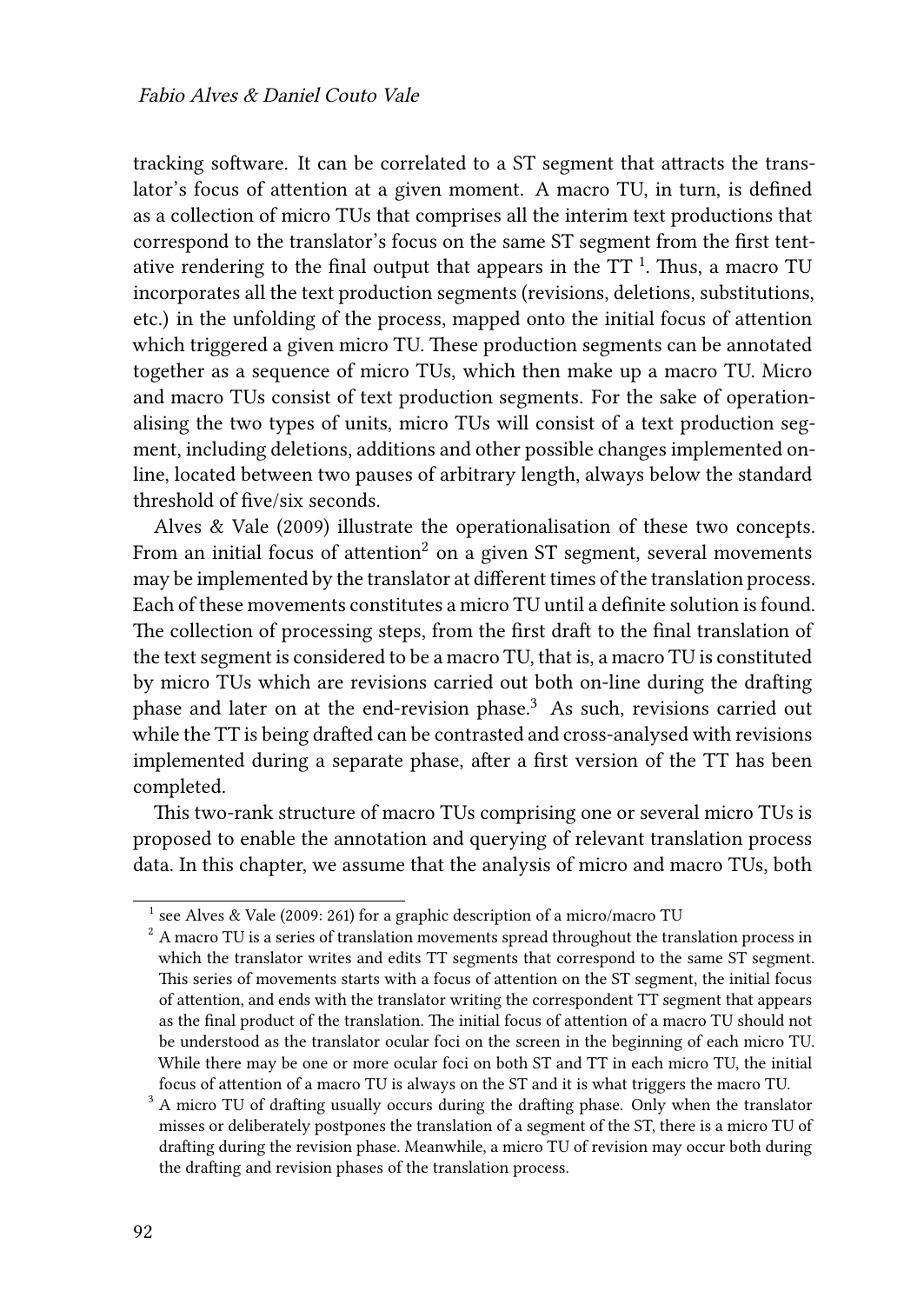tracking software. It can be correlated to a ST segment that attracts the translator's focus of attention at a given moment. A macro TU, in turn, is defined as a collection of micro TUs that comprises all the interim text productions that correspond to the translator's focus on the same ST segment from the first tentative rendering to the final output that appears in the TT [1]. Thus, a macro TU incorporates all the text production segments (revisions, deletions, substitutions, etc.) in the unfolding of the process, mapped onto the initial focus of attention which triggered a given micro TU. These production segments can be annotated together as a sequence of micro TUs, which then make up a macro TU. Micro and macro TUs consist of text production segments. For the sake of operationalising the two types of units, micro TUs will consist of a text production segment, including deletions, additions and other possible changes implemented online, located between two pauses of arbitrary length, always below the standard threshold of five/six seconds.

Alves & Vale (2009) illustrate the operationalisation of these two concepts. From an initial focus of attention[2] on a given ST segment, several movements may be implemented by the translator at different times of the translation process. Each of these movements constitutes a micro TU until a definite solution is found. The collection of processing steps, from the first draft to the final translation of the text segment is considered to be a macro TU, that is, a macro TU is constituted by micro TUs which are revisions carried out both on-line during the drafting phase and later on at the end-revision phase.[3] As such, revisions carried out while the TT is being drafted can be contrasted and cross-analysed with revisions implemented during a separate phase, after a first version of the TT has been completed.

This two-rank structure of macro TUs comprising one or several micro TUs is proposed to enable the annotation and querying of relevant translation process data. In this chapter, we assume that the analysis of micro and macro TUs, both

---

[1] see Alves & Vale (2009: 261) for a graphic description of a micro/macro TU

[2] A macro TU is a series of translation movements spread throughout the translation process in which the translator writes and edits TT segments that correspond to the same ST segment. This series of movements starts with a focus of attention on the ST segment, the initial focus of attention, and ends with the translator writing the correspondent TT segment that appears as the final product of the translation. The initial focus of attention of a macro TU should not be understood as the translator ocular foci on the screen in the beginning of each micro TU. While there may be one or more ocular foci on both ST and TT in each micro TU, the initial focus of attention of a macro TU is always on the ST and it is what triggers the macro TU.

[3] A micro TU of drafting usually occurs during the drafting phase. Only when the translator misses or deliberately postpones the translation of a segment of the ST, there is a micro TU of drafting during the revision phase. Meanwhile, a micro TU of revision may occur both during the drafting and revision phases of the translation process.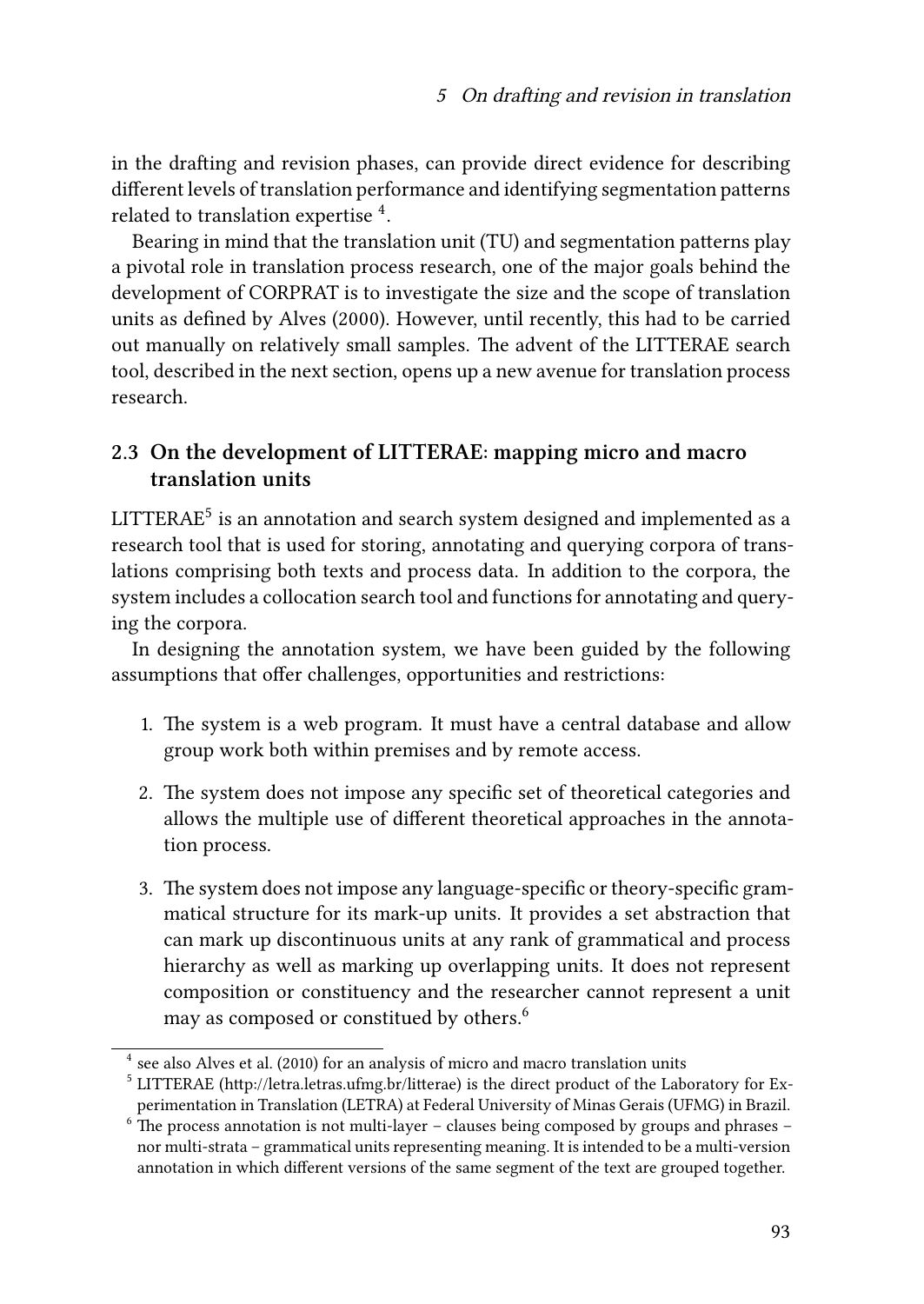in the drafting and revision phases, can provide direct evidence for describing different levels of translation performance and identifying segmentation patterns related to translation expertise [4].

Bearing in mind that the translation unit (TU) and segmentation patterns play a pivotal role in translation process research, one of the major goals behind the development of CORPRAT is to investigate the size and the scope of translation units as defined by Alves (2000). However, until recently, this had to be carried out manually on relatively small samples. The advent of the LITTERAE search tool, described in the next section, opens up a new avenue for translation process research.

## 2.3 On the development of LITTERAE: mapping micro and macro translation units

LITTERAE[5] is an annotation and search system designed and implemented as a research tool that is used for storing, annotating and querying corpora of translations comprising both texts and process data. In addition to the corpora, the system includes a collocation search tool and functions for annotating and querying the corpora.

In designing the annotation system, we have been guided by the following assumptions that offer challenges, opportunities and restrictions:

1. The system is a web program. It must have a central database and allow group work both within premises and by remote access.

2. The system does not impose any specific set of theoretical categories and allows the multiple use of different theoretical approaches in the annotation process.

3. The system does not impose any language-specific or theory-specific grammatical structure for its mark-up units. It provides a set abstraction that can mark up discontinuous units at any rank of grammatical and process hierarchy as well as marking up overlapping units. It does not represent composition or constituency and the researcher cannot represent a unit may as composed or constitued by others.[6]

---

[4] see also Alves et al. (2010) for an analysis of micro and macro translation units

[5] LITTERAE (http://letra.letras.ufmg.br/litterae) is the direct product of the Laboratory for Experimentation in Translation (LETRA) at Federal University of Minas Gerais (UFMG) in Brazil.

[6] The process annotation is not multi-layer – clauses being composed by groups and phrases – nor multi-strata – grammatical units representing meaning. It is intended to be a multi-version annotation in which different versions of the same segment of the text are grouped together.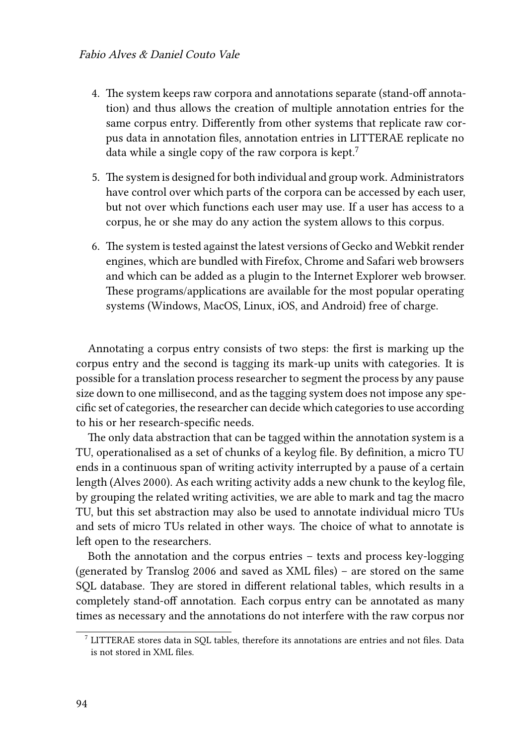4. The system keeps raw corpora and annotations separate (stand-off annotation) and thus allows the creation of multiple annotation entries for the same corpus entry. Differently from other systems that replicate raw corpus data in annotation files, annotation entries in LITTERAE replicate no data while a single copy of the raw corpora is kept.[7]

5. The system is designed for both individual and group work. Administrators have control over which parts of the corpora can be accessed by each user, but not over which functions each user may use. If a user has access to a corpus, he or she may do any action the system allows to this corpus.

6. The system is tested against the latest versions of Gecko and Webkit render engines, which are bundled with Firefox, Chrome and Safari web browsers and which can be added as a plugin to the Internet Explorer web browser. These programs/applications are available for the most popular operating systems (Windows, MacOS, Linux, iOS, and Android) free of charge.

Annotating a corpus entry consists of two steps: the first is marking up the corpus entry and the second is tagging its mark-up units with categories. It is possible for a translation process researcher to segment the process by any pause size down to one millisecond, and as the tagging system does not impose any specific set of categories, the researcher can decide which categories to use according to his or her research-specific needs.

The only data abstraction that can be tagged within the annotation system is a TU, operationalised as a set of chunks of a keylog file. By definition, a micro TU ends in a continuous span of writing activity interrupted by a pause of a certain length (Alves 2000). As each writing activity adds a new chunk to the keylog file, by grouping the related writing activities, we are able to mark and tag the macro TU, but this set abstraction may also be used to annotate individual micro TUs and sets of micro TUs related in other ways. The choice of what to annotate is left open to the researchers.

Both the annotation and the corpus entries – texts and process key-logging (generated by Translog 2006 and saved as XML files) – are stored on the same SQL database. They are stored in different relational tables, which results in a completely stand-off annotation. Each corpus entry can be annotated as many times as necessary and the annotations do not interfere with the raw corpus nor

[7] LITTERAE stores data in SQL tables, therefore its annotations are entries and not files. Data is not stored in XML files.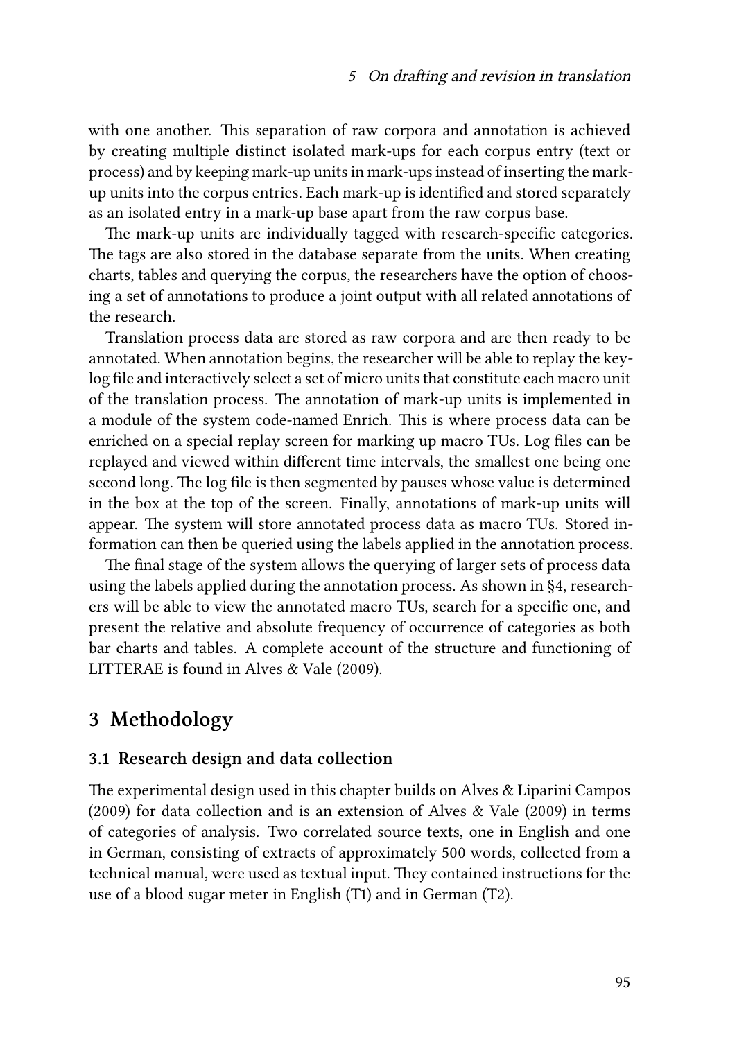with one another. This separation of raw corpora and annotation is achieved by creating multiple distinct isolated mark-ups for each corpus entry (text or process) and by keeping mark-up units in mark-ups instead of inserting the mark-up units into the corpus entries. Each mark-up is identified and stored separately as an isolated entry in a mark-up base apart from the raw corpus base.

The mark-up units are individually tagged with research-specific categories. The tags are also stored in the database separate from the units. When creating charts, tables and querying the corpus, the researchers have the option of choosing a set of annotations to produce a joint output with all related annotations of the research.

Translation process data are stored as raw corpora and are then ready to be annotated. When annotation begins, the researcher will be able to replay the key-log file and interactively select a set of micro units that constitute each macro unit of the translation process. The annotation of mark-up units is implemented in a module of the system code-named Enrich. This is where process data can be enriched on a special replay screen for marking up macro TUs. Log files can be replayed and viewed within different time intervals, the smallest one being one second long. The log file is then segmented by pauses whose value is determined in the box at the top of the screen. Finally, annotations of mark-up units will appear. The system will store annotated process data as macro TUs. Stored information can then be queried using the labels applied in the annotation process.

The final stage of the system allows the querying of larger sets of process data using the labels applied during the annotation process. As shown in §4, researchers will be able to view the annotated macro TUs, search for a specific one, and present the relative and absolute frequency of occurrence of categories as both bar charts and tables. A complete account of the structure and functioning of LITTERAE is found in Alves & Vale (2009).

## 3 Methodology

### 3.1 Research design and data collection

The experimental design used in this chapter builds on Alves & Liparini Campos (2009) for data collection and is an extension of Alves & Vale (2009) in terms of categories of analysis. Two correlated source texts, one in English and one in German, consisting of extracts of approximately 500 words, collected from a technical manual, were used as textual input. They contained instructions for the use of a blood sugar meter in English (T1) and in German (T2).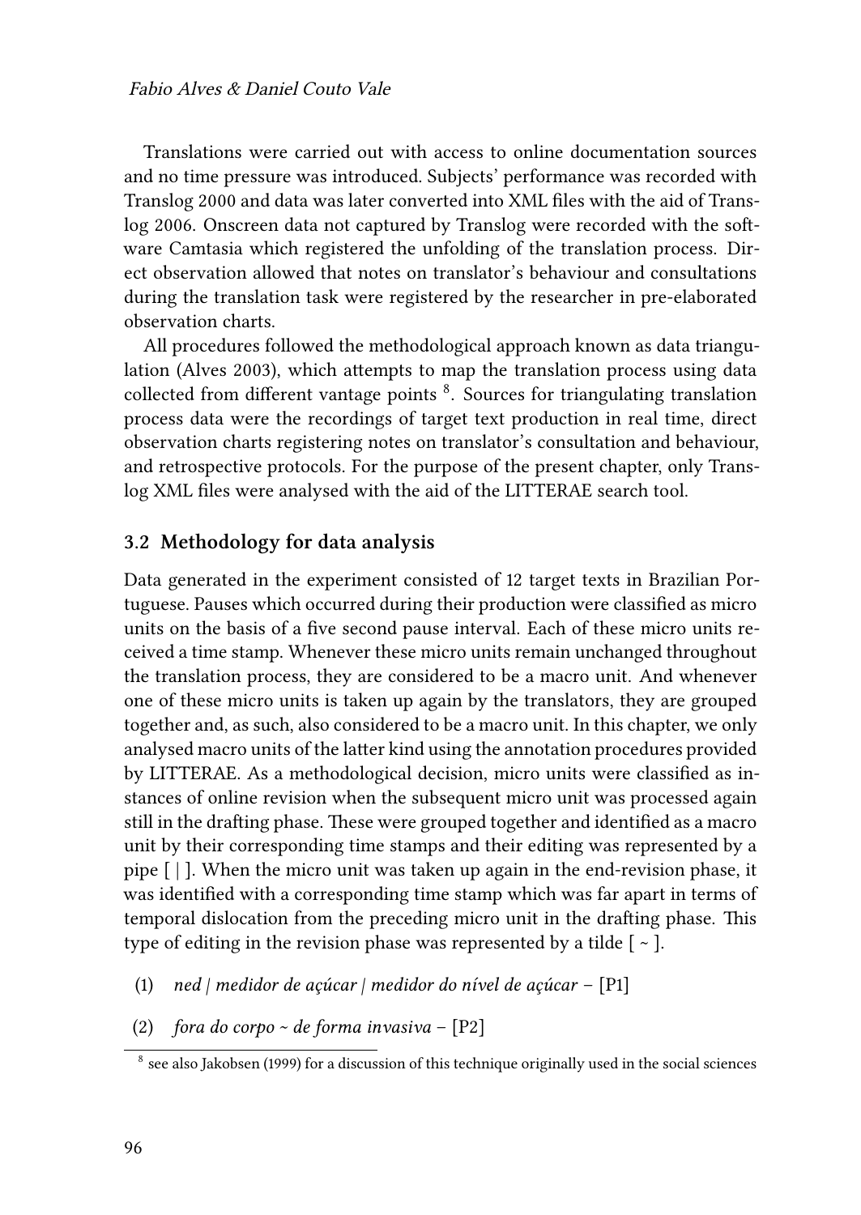Translations were carried out with access to online documentation sources and no time pressure was introduced. Subjects' performance was recorded with Translog 2000 and data was later converted into XML files with the aid of Translog 2006. Onscreen data not captured by Translog were recorded with the software Camtasia which registered the unfolding of the translation process. Direct observation allowed that notes on translator's behaviour and consultations during the translation task were registered by the researcher in pre-elaborated observation charts.

All procedures followed the methodological approach known as data triangulation (Alves 2003), which attempts to map the translation process using data collected from different vantage points [8]. Sources for triangulating translation process data were the recordings of target text production in real time, direct observation charts registering notes on translator's consultation and behaviour, and retrospective protocols. For the purpose of the present chapter, only Translog XML files were analysed with the aid of the LITTERAE search tool.

### 3.2 Methodology for data analysis

Data generated in the experiment consisted of 12 target texts in Brazilian Portuguese. Pauses which occurred during their production were classified as micro units on the basis of a five second pause interval. Each of these micro units received a time stamp. Whenever these micro units remain unchanged throughout the translation process, they are considered to be a macro unit. And whenever one of these micro units is taken up again by the translators, they are grouped together and, as such, also considered to be a macro unit. In this chapter, we only analysed macro units of the latter kind using the annotation procedures provided by LITTERAE. As a methodological decision, micro units were classified as instances of online revision when the subsequent micro unit was processed again still in the drafting phase. These were grouped together and identified as a macro unit by their corresponding time stamps and their editing was represented by a pipe [ | ]. When the micro unit was taken up again in the end-revision phase, it was identified with a corresponding time stamp which was far apart in terms of temporal dislocation from the preceding micro unit in the drafting phase. This type of editing in the revision phase was represented by a tilde [ ~ ].

(1) *ned | medidor de açúcar | medidor do nível de açúcar* – [P1]

(2) *fora do corpo ~ de forma invasiva* – [P2]

[8] see also Jakobsen (1999) for a discussion of this technique originally used in the social sciences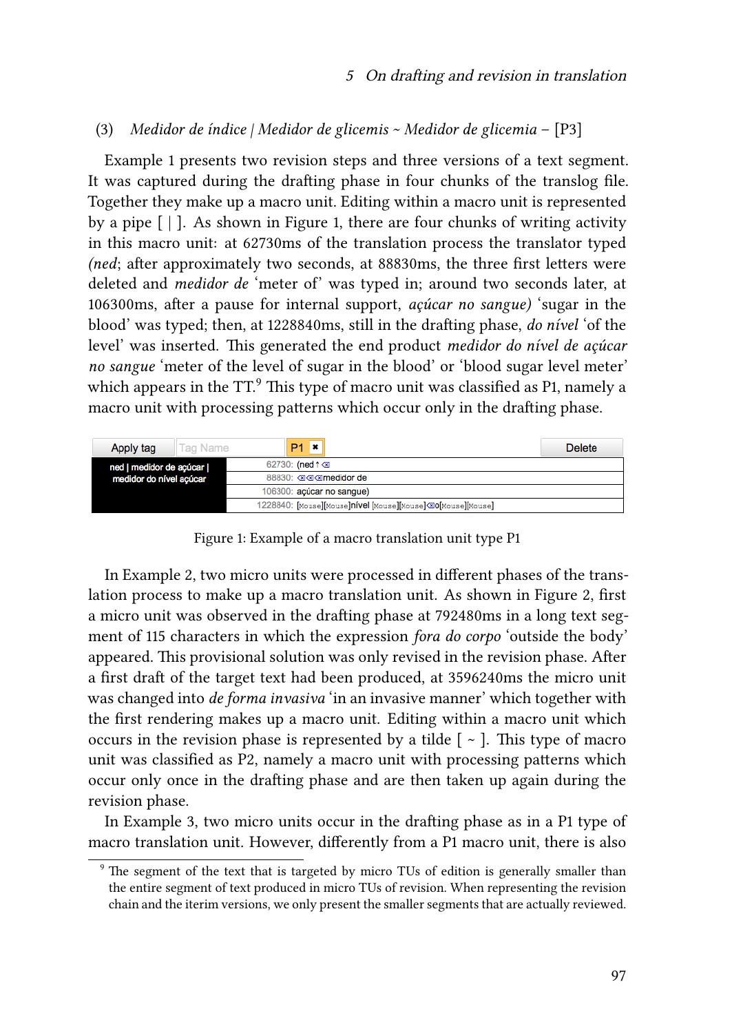(3) *Medidor de índice | Medidor de glicemis ~ Medidor de glicemia* – [P3]

Example 1 presents two revision steps and three versions of a text segment. It was captured during the drafting phase in four chunks of the translog file. Together they make up a macro unit. Editing within a macro unit is represented by a pipe [ | ]. As shown in Figure 1, there are four chunks of writing activity in this macro unit: at 62730ms of the translation process the translator typed *(ned*; after approximately two seconds, at 88830ms, the three first letters were deleted and *medidor de* 'meter of' was typed in; around two seconds later, at 106300ms, after a pause for internal support, *açúcar no sangue)* 'sugar in the blood' was typed; then, at 1228840ms, still in the drafting phase, *do nível* 'of the level' was inserted. This generated the end product *medidor do nível de açúcar no sangue* 'meter of the level of sugar in the blood' or 'blood sugar level meter' which appears in the TT.[9] This type of macro unit was classified as P1, namely a macro unit with processing patterns which occur only in the drafting phase.

| Apply tag | Tag Name | P1 ✖ | Delete |
|---|---|---|---|
| ned \| medidor de açúcar \| medidor do nível açúcar | 62730: (ned↑⌫ | | |
| | 88830: ⌫⌫⌫medidor de | | |
| | 106300: açúcar no sangue) | | |
| | 1228840: [Mouse][Mouse]nível [Mouse][Mouse]⌫o[Mouse][Mouse] | | |

Figure 1: Example of a macro translation unit type P1

In Example 2, two micro units were processed in different phases of the translation process to make up a macro translation unit. As shown in Figure 2, first a micro unit was observed in the drafting phase at 792480ms in a long text segment of 115 characters in which the expression *fora do corpo* 'outside the body' appeared. This provisional solution was only revised in the revision phase. After a first draft of the target text had been produced, at 3596240ms the micro unit was changed into *de forma invasiva* 'in an invasive manner' which together with the first rendering makes up a macro unit. Editing within a macro unit which occurs in the revision phase is represented by a tilde [ ~ ]. This type of macro unit was classified as P2, namely a macro unit with processing patterns which occur only once in the drafting phase and are then taken up again during the revision phase.

In Example 3, two micro units occur in the drafting phase as in a P1 type of macro translation unit. However, differently from a P1 macro unit, there is also

[9] The segment of the text that is targeted by micro TUs of edition is generally smaller than the entire segment of text produced in micro TUs of revision. When representing the revision chain and the iterim versions, we only present the smaller segments that are actually reviewed.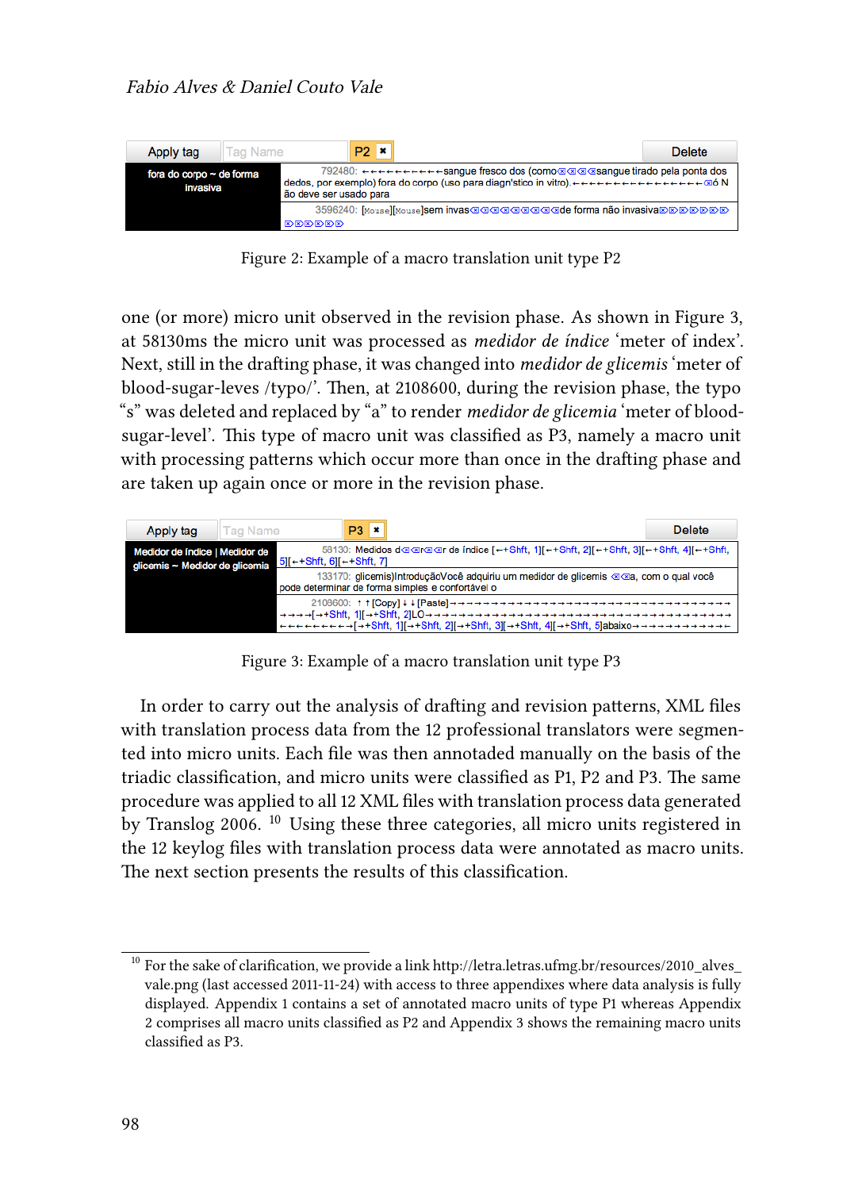| Apply tag | Tag Name | P2 ✖ | Delete |
|---|---|---|---|
| fora do corpo ~ de forma invasiva | 792480: ←←←←←←←←←←sangue fresco dos (como⌫⌫⌫⌫sangue tirado pela ponta dos dedos, por exemplo) fora do corpo (uso para diagn'stico in vitro).←←←←←←←←←←←←←←←⌫ó Não deve ser usado para | | |
| | 3596240: [Mouse][Mouse]sem invas⌫⌫⌫⌫⌫⌫⌫⌫⌫⌫de forma não invasiva⌦⌦⌦⌦⌦⌦⌦⌦⌦⌦⌦⌦⌦⌦ | | |

Figure 2: Example of a macro translation unit type P2

one (or more) micro unit observed in the revision phase. As shown in Figure 3, at 58130ms the micro unit was processed as *medidor de índice* 'meter of index'. Next, still in the drafting phase, it was changed into *medidor de glicemis* 'meter of blood-sugar-leves /typo/'. Then, at 2108600, during the revision phase, the typo "s" was deleted and replaced by "a" to render *medidor de glicemia* 'meter of blood-sugar-level'. This type of macro unit was classified as P3, namely a macro unit with processing patterns which occur more than once in the drafting phase and are taken up again once or more in the revision phase.

| Apply tag | Tag Name | P3 ✖ | Delete |
|---|---|---|---|
| Medidor de índice \| Medidor de glicemis ~ Medidor de glicemia | 58130: Medidos d⌫⌫r⌫⌫r de índice [←+Shft, 1][←+Shft, 2][←+Shft, 3][←+Shft, 4][←+Shft, 5][←+Shft, 6][←+Shft, 7] | | |
| | 133170: glicemis)IntroduçãoVocê adquiriu um medidor de glicemis ⌫⌫a, com o qual você pode determinar de forma simples e confortável o | | |
| | 2108600: ↑↑[Copy]↓↓[Paste]→→→→→→→→→→→→→→→→→→→→→→→→→→→→→→→→→→→→→→[→+Shft, 1][→+Shft, 2]LO→→→→→→→→→→→→→→→→→→→→→→→→→→→→→→→→→→→→→→←←←←←←←←←[→+Shft, 1][→+Shft, 2][→+Shft, 3][→+Shft, 4][→+Shft, 5]abaixo→→→→→→→→→→→← | | |

Figure 3: Example of a macro translation unit type P3

In order to carry out the analysis of drafting and revision patterns, XML files with translation process data from the 12 professional translators were segmented into micro units. Each file was then annotaded manually on the basis of the triadic classification, and micro units were classified as P1, P2 and P3. The same procedure was applied to all 12 XML files with translation process data generated by Translog 2006. [10] Using these three categories, all micro units registered in the 12 keylog files with translation process data were annotated as macro units. The next section presents the results of this classification.

[10] For the sake of clarification, we provide a link http://letra.letras.ufmg.br/resources/2010_alves_vale.png (last accessed 2011-11-24) with access to three appendixes where data analysis is fully displayed. Appendix 1 contains a set of annotated macro units of type P1 whereas Appendix 2 comprises all macro units classified as P2 and Appendix 3 shows the remaining macro units classified as P3.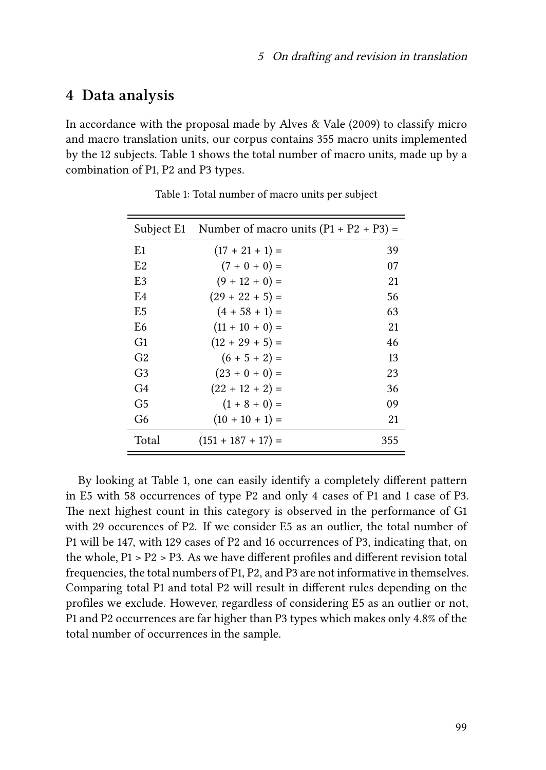## 4 Data analysis

In accordance with the proposal made by Alves & Vale (2009) to classify micro and macro translation units, our corpus contains 355 macro units implemented by the 12 subjects. Table 1 shows the total number of macro units, made up by a combination of P1, P2 and P3 types.

Table 1: Total number of macro units per subject

| Subject E1 | Number of macro units (P1 + P2 + P3) = | |
|---|---|---|
| E1 | (17 + 21 + 1) = | 39 |
| E2 | (7 + 0 + 0) = | 07 |
| E3 | (9 + 12 + 0) = | 21 |
| E4 | (29 + 22 + 5) = | 56 |
| E5 | (4 + 58 + 1) = | 63 |
| E6 | (11 + 10 + 0) = | 21 |
| G1 | (12 + 29 + 5) = | 46 |
| G2 | (6 + 5 + 2) = | 13 |
| G3 | (23 + 0 + 0) = | 23 |
| G4 | (22 + 12 + 2) = | 36 |
| G5 | (1 + 8 + 0) = | 09 |
| G6 | (10 + 10 + 1) = | 21 |
| Total | (151 + 187 + 17) = | 355 |

By looking at Table 1, one can easily identify a completely different pattern in E5 with 58 occurrences of type P2 and only 4 cases of P1 and 1 case of P3. The next highest count in this category is observed in the performance of G1 with 29 occurences of P2. If we consider E5 as an outlier, the total number of P1 will be 147, with 129 cases of P2 and 16 occurrences of P3, indicating that, on the whole, P1 > P2 > P3. As we have different profiles and different revision total frequencies, the total numbers of P1, P2, and P3 are not informative in themselves. Comparing total P1 and total P2 will result in different rules depending on the profiles we exclude. However, regardless of considering E5 as an outlier or not, P1 and P2 occurrences are far higher than P3 types which makes only 4.8% of the total number of occurrences in the sample.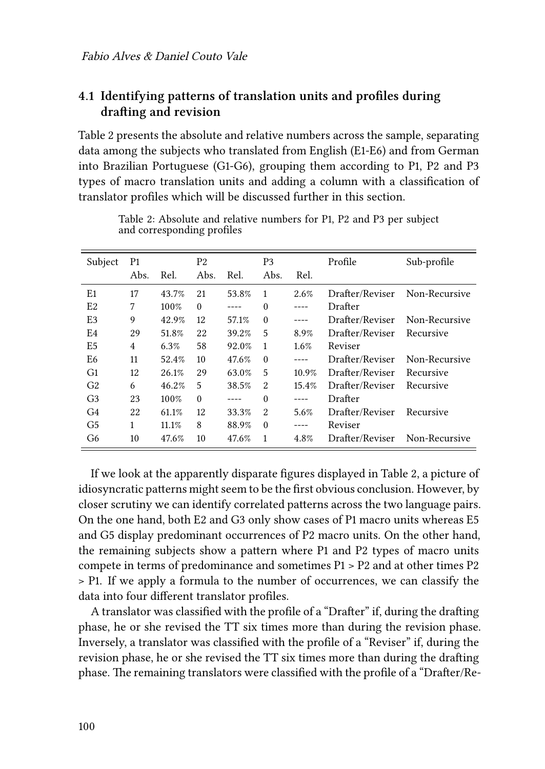### 4.1 Identifying patterns of translation units and profiles during drafting and revision

Table 2 presents the absolute and relative numbers across the sample, separating data among the subjects who translated from English (E1-E6) and from German into Brazilian Portuguese (G1-G6), grouping them according to P1, P2 and P3 types of macro translation units and adding a column with a classification of translator profiles which will be discussed further in this section.

Table 2: Absolute and relative numbers for P1, P2 and P3 per subject and corresponding profiles

| Subject | P1 | | P2 | | P3 | | Profile | Sub-profile |
|---|---|---|---|---|---|---|---|---|
| | Abs. | Rel. | Abs. | Rel. | Abs. | Rel. | | |
| E1 | 17 | 43.7% | 21 | 53.8% | 1 | 2.6% | Drafter/Reviser | Non-Recursive |
| E2 | 7 | 100% | 0 | ---- | 0 | ---- | Drafter | |
| E3 | 9 | 42.9% | 12 | 57.1% | 0 | ---- | Drafter/Reviser | Non-Recursive |
| E4 | 29 | 51.8% | 22 | 39.2% | 5 | 8.9% | Drafter/Reviser | Recursive |
| E5 | 4 | 6.3% | 58 | 92.0% | 1 | 1.6% | Reviser | |
| E6 | 11 | 52.4% | 10 | 47.6% | 0 | ---- | Drafter/Reviser | Non-Recursive |
| G1 | 12 | 26.1% | 29 | 63.0% | 5 | 10.9% | Drafter/Reviser | Recursive |
| G2 | 6 | 46.2% | 5 | 38.5% | 2 | 15.4% | Drafter/Reviser | Recursive |
| G3 | 23 | 100% | 0 | ---- | 0 | ---- | Drafter | |
| G4 | 22 | 61.1% | 12 | 33.3% | 2 | 5.6% | Drafter/Reviser | Recursive |
| G5 | 1 | 11.1% | 8 | 88.9% | 0 | ---- | Reviser | |
| G6 | 10 | 47.6% | 10 | 47.6% | 1 | 4.8% | Drafter/Reviser | Non-Recursive |

If we look at the apparently disparate figures displayed in Table 2, a picture of idiosyncratic patterns might seem to be the first obvious conclusion. However, by closer scrutiny we can identify correlated patterns across the two language pairs. On the one hand, both E2 and G3 only show cases of P1 macro units whereas E5 and G5 display predominant occurrences of P2 macro units. On the other hand, the remaining subjects show a pattern where P1 and P2 types of macro units compete in terms of predominance and sometimes P1 > P2 and at other times P2 > P1. If we apply a formula to the number of occurrences, we can classify the data into four different translator profiles.

A translator was classified with the profile of a "Drafter" if, during the drafting phase, he or she revised the TT six times more than during the revision phase. Inversely, a translator was classified with the profile of a "Reviser" if, during the revision phase, he or she revised the TT six times more than during the drafting phase. The remaining translators were classified with the profile of a "Drafter/Re-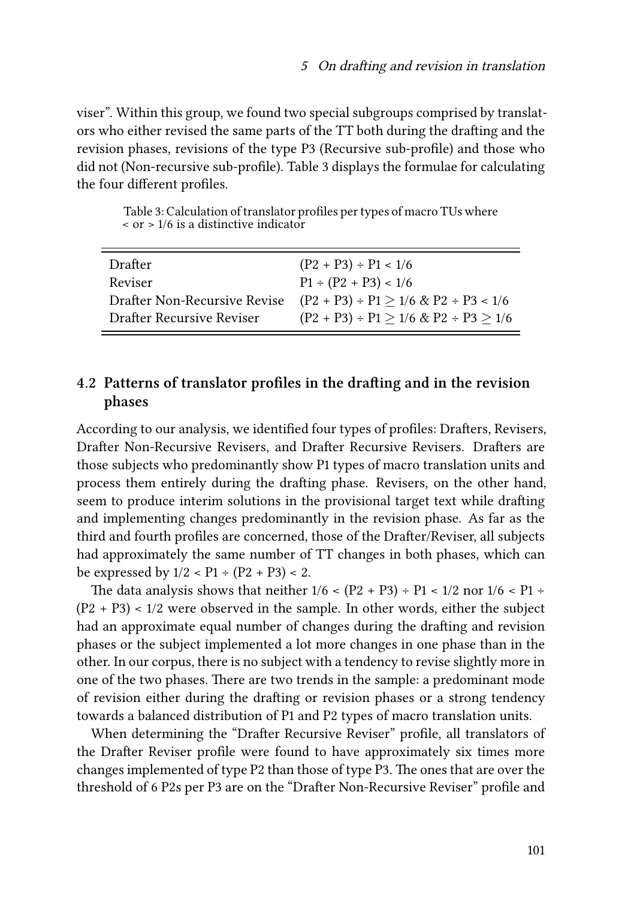viser". Within this group, we found two special subgroups comprised by translators who either revised the same parts of the TT both during the drafting and the revision phases, revisions of the type P3 (Recursive sub-profile) and those who did not (Non-recursive sub-profile). Table 3 displays the formulae for calculating the four different profiles.

Table 3: Calculation of translator profiles per types of macro TUs where < or > 1/6 is a distinctive indicator

| | |
|---|---|
| Drafter | $(P2 + P3) \div P1 < 1/6$ |
| Reviser | $P1 \div (P2 + P3) < 1/6$ |
| Drafter Non-Recursive Revise | $(P2 + P3) \div P1 \geq 1/6$ & $P2 \div P3 < 1/6$ |
| Drafter Recursive Reviser | $(P2 + P3) \div P1 \geq 1/6$ & $P2 \div P3 \geq 1/6$ |

## 4.2 Patterns of translator profiles in the drafting and in the revision phases

According to our analysis, we identified four types of profiles: Drafters, Revisers, Drafter Non-Recursive Revisers, and Drafter Recursive Revisers. Drafters are those subjects who predominantly show P1 types of macro translation units and process them entirely during the drafting phase. Revisers, on the other hand, seem to produce interim solutions in the provisional target text while drafting and implementing changes predominantly in the revision phase. As far as the third and fourth profiles are concerned, those of the Drafter/Reviser, all subjects had approximately the same number of TT changes in both phases, which can be expressed by $1/2 < P1 \div (P2 + P3) < 2$.

The data analysis shows that neither $1/6 < (P2 + P3) \div P1 < 1/2$ nor $1/6 < P1 \div (P2 + P3) < 1/2$ were observed in the sample. In other words, either the subject had an approximate equal number of changes during the drafting and revision phases or the subject implemented a lot more changes in one phase than in the other. In our corpus, there is no subject with a tendency to revise slightly more in one of the two phases. There are two trends in the sample: a predominant mode of revision either during the drafting or revision phases or a strong tendency towards a balanced distribution of P1 and P2 types of macro translation units.

When determining the "Drafter Recursive Reviser" profile, all translators of the Drafter Reviser profile were found to have approximately six times more changes implemented of type P2 than those of type P3. The ones that are over the threshold of 6 P2s per P3 are on the "Drafter Non-Recursive Reviser" profile and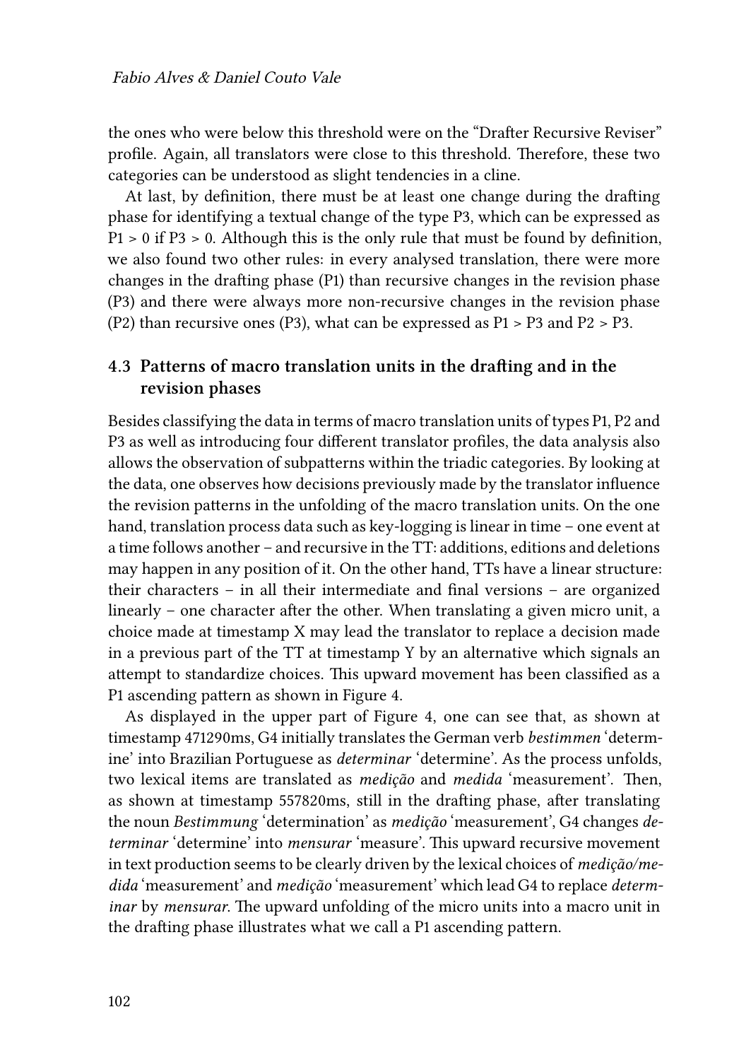the ones who were below this threshold were on the "Drafter Recursive Reviser" profile. Again, all translators were close to this threshold. Therefore, these two categories can be understood as slight tendencies in a cline.

At last, by definition, there must be at least one change during the drafting phase for identifying a textual change of the type P3, which can be expressed as $P1 > 0$ if $P3 > 0$. Although this is the only rule that must be found by definition, we also found two other rules: in every analysed translation, there were more changes in the drafting phase (P1) than recursive changes in the revision phase (P3) and there were always more non-recursive changes in the revision phase (P2) than recursive ones (P3), what can be expressed as $P1 > P3$ and $P2 > P3$.

### 4.3 Patterns of macro translation units in the drafting and in the revision phases

Besides classifying the data in terms of macro translation units of types P1, P2 and P3 as well as introducing four different translator profiles, the data analysis also allows the observation of subpatterns within the triadic categories. By looking at the data, one observes how decisions previously made by the translator influence the revision patterns in the unfolding of the macro translation units. On the one hand, translation process data such as key-logging is linear in time – one event at a time follows another – and recursive in the TT: additions, editions and deletions may happen in any position of it. On the other hand, TTs have a linear structure: their characters – in all their intermediate and final versions – are organized linearly – one character after the other. When translating a given micro unit, a choice made at timestamp X may lead the translator to replace a decision made in a previous part of the TT at timestamp Y by an alternative which signals an attempt to standardize choices. This upward movement has been classified as a P1 ascending pattern as shown in Figure 4.

As displayed in the upper part of Figure 4, one can see that, as shown at timestamp 471290ms, G4 initially translates the German verb *bestimmen* 'determine' into Brazilian Portuguese as *determinar* 'determine'. As the process unfolds, two lexical items are translated as *medição* and *medida* 'measurement'. Then, as shown at timestamp 557820ms, still in the drafting phase, after translating the noun *Bestimmung* 'determination' as *medição* 'measurement', G4 changes *determinar* 'determine' into *mensurar* 'measure'. This upward recursive movement in text production seems to be clearly driven by the lexical choices of *medição/medida* 'measurement' and *medição* 'measurement' which lead G4 to replace *determinar* by *mensurar*. The upward unfolding of the micro units into a macro unit in the drafting phase illustrates what we call a P1 ascending pattern.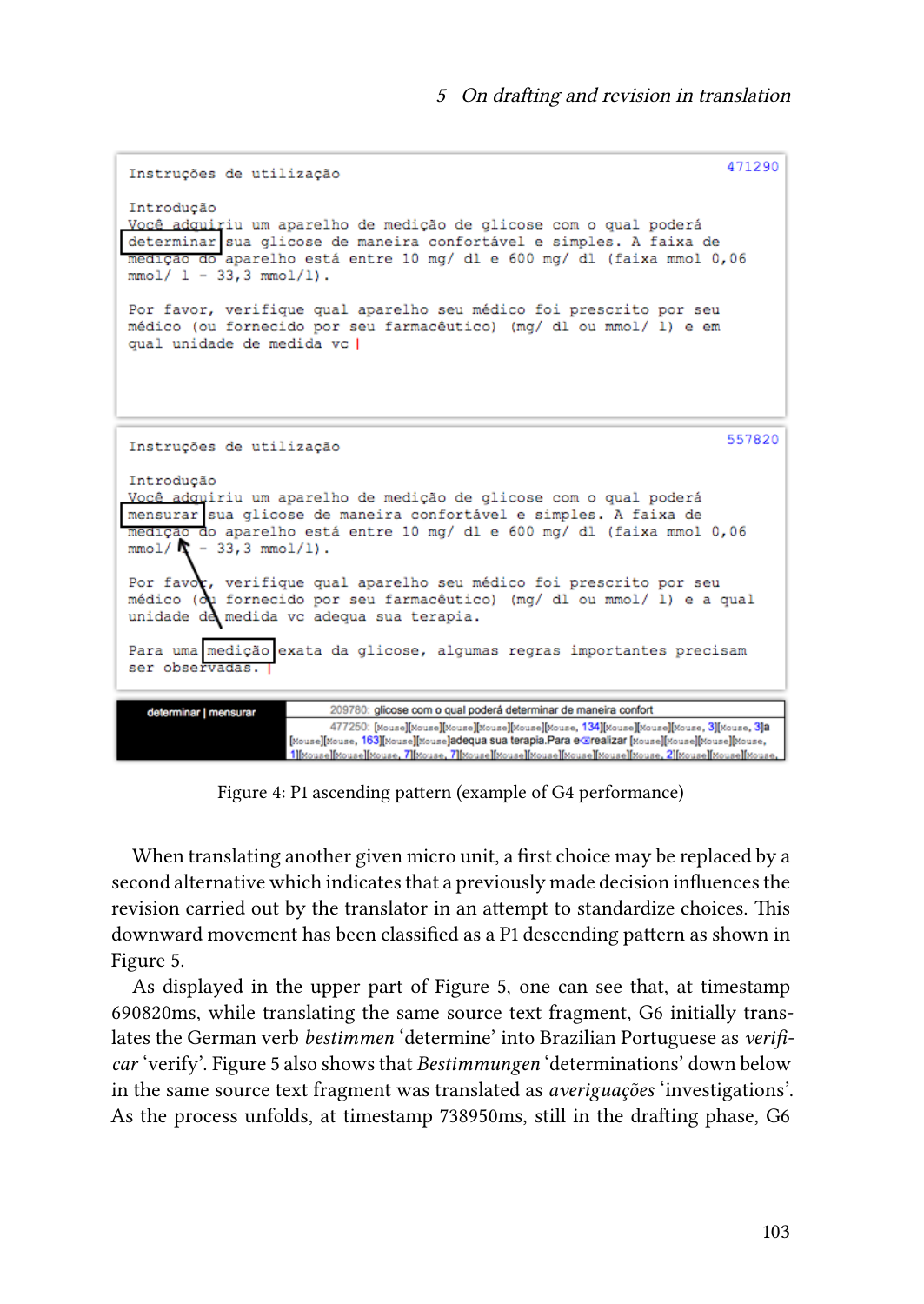```
Instruções de utilização                                          471290

Introdução
Você adquiriu um aparelho de medição de glicose com o qual poderá
determinar sua glicose de maneira confortável e simples. A faixa de
medição do aparelho está entre 10 mg/ dl e 600 mg/ dl (faixa mmol 0,06
mmol/ l - 33,3 mmol/l).

Por favor, verifique qual aparelho seu médico foi prescrito por seu
médico (ou fornecido por seu farmacêutico) (mg/ dl ou mmol/ l) e em
qual unidade de medida vc |
```

```
Instruções de utilização                                          557820

Introdução
Você adquiriu um aparelho de medição de glicose com o qual poderá
mensurar sua glicose de maneira confortável e simples. A faixa de
medição do aparelho está entre 10 mg/ dl e 600 mg/ dl (faixa mmol 0,06
mmol/ l - 33,3 mmol/l).

Por favor, verifique qual aparelho seu médico foi prescrito por seu
médico (ou fornecido por seu farmacêutico) (mg/ dl ou mmol/ l) e a qual
unidade de medida vc adequa sua terapia.

Para uma medição exata da glicose, algumas regras importantes precisam
ser observadas. |
```

| determinar \| mensurar | 209780: glicose com o qual poderá determinar de maneira confort<br>477250: [Mouse][Mouse][Mouse][Mouse][Mouse][Mouse, 134][Mouse][Mouse][Mouse, 3][Mouse, 3]a [Mouse][Mouse, 163][Mouse][Mouse]adequa sua terapia.Para e⌫realizar [Mouse][Mouse][Mouse][Mouse][Mouse, 1][Mouse][Mouse][Mouse, 7][Mouse, 7][Mouse][Mouse][Mouse][Mouse][Mouse][Mouse, 2][Mouse][Mouse][Mouse, |
|---|---|

Figure 4: P1 ascending pattern (example of G4 performance)

When translating another given micro unit, a first choice may be replaced by a second alternative which indicates that a previously made decision influences the revision carried out by the translator in an attempt to standardize choices. This downward movement has been classified as a P1 descending pattern as shown in Figure 5.

As displayed in the upper part of Figure 5, one can see that, at timestamp 690820ms, while translating the same source text fragment, G6 initially translates the German verb *bestimmen* 'determine' into Brazilian Portuguese as *verificar* 'verify'. Figure 5 also shows that *Bestimmungen* 'determinations' down below in the same source text fragment was translated as *averiguações* 'investigations'. As the process unfolds, at timestamp 738950ms, still in the drafting phase, G6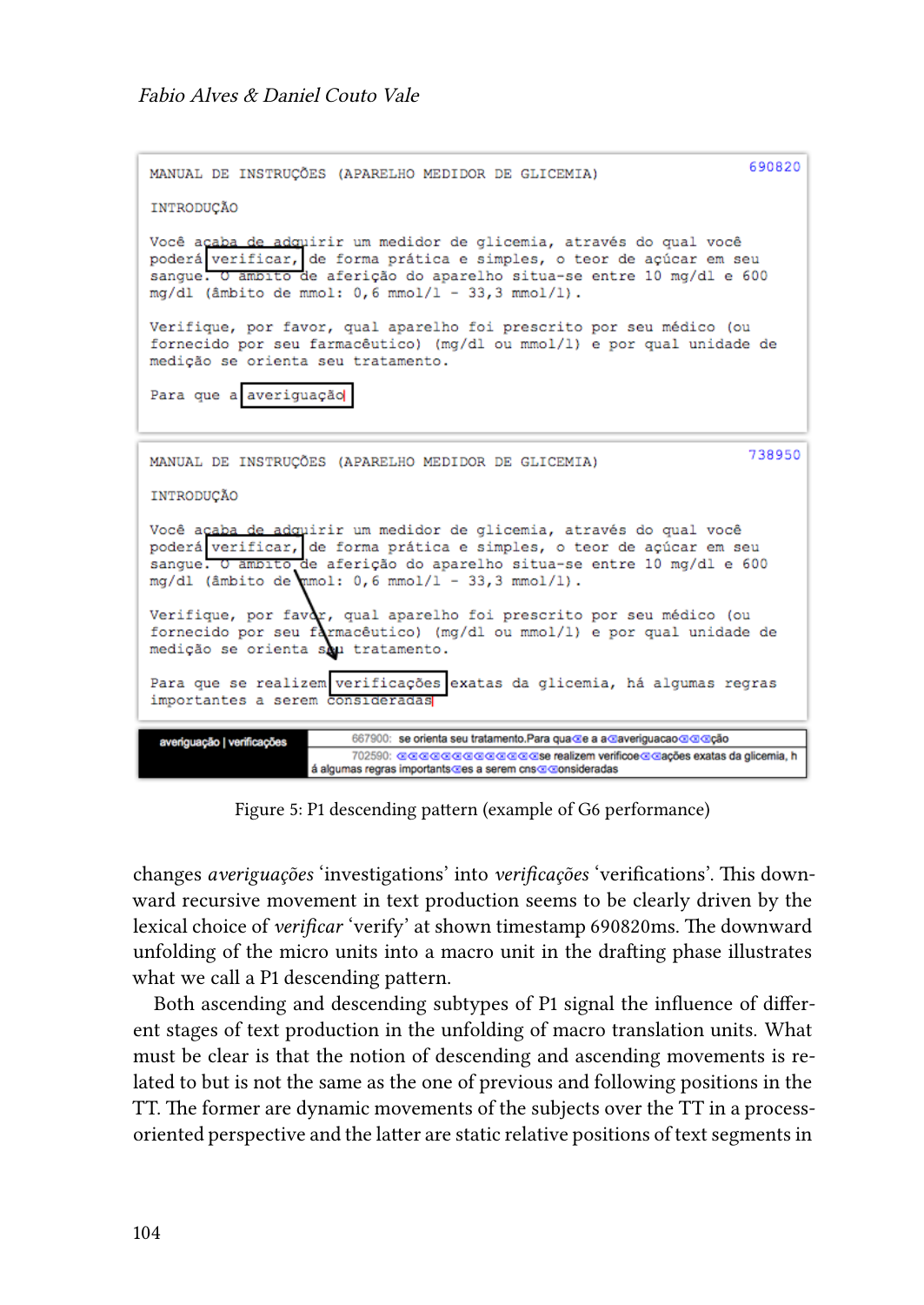MANUAL DE INSTRUÇÕES (APARELHO MEDIDOR DE GLICEMIA)

690820

INTRODUÇÃO

Você acaba de adquirir um medidor de glicemia, através do qual você poderá verificar, de forma prática e simples, o teor de açúcar em seu sangue. O âmbito de aferição do aparelho situa-se entre 10 mg/dl e 600 mg/dl (âmbito de mmol: 0,6 mmol/l - 33,3 mmol/l).

Verifique, por favor, qual aparelho foi prescrito por seu médico (ou fornecido por seu farmacêutico) (mg/dl ou mmol/l) e por qual unidade de medição se orienta seu tratamento.

Para que a averiguação

MANUAL DE INSTRUÇÕES (APARELHO MEDIDOR DE GLICEMIA)

738950

INTRODUÇÃO

Você acaba de adquirir um medidor de glicemia, através do qual você poderá verificar, de forma prática e simples, o teor de açúcar em seu sangue. O âmbito de aferição do aparelho situa-se entre 10 mg/dl e 600 mg/dl (âmbito de mmol: 0,6 mmol/l - 33,3 mmol/l).

Verifique, por favor, qual aparelho foi prescrito por seu médico (ou fornecido por seu farmacêutico) (mg/dl ou mmol/l) e por qual unidade de medição se orienta seu tratamento.

Para que se realizem verificações exatas da glicemia, há algumas regras importantes a serem consideradas

| averiguação \| verificações | 667900: se orienta seu tratamento.Para qua⌫e a a⌫averiguacao⌫⌫⌫ção |
|---|---|
| | 702590: ⌫⌫⌫⌫⌫⌫⌫⌫⌫⌫⌫⌫⌫⌫se realizem verificoe⌫⌫ações exatas da glicemia, há algumas regras importants⌫es a serem cns⌫⌫onsideradas |

Figure 5: P1 descending pattern (example of G6 performance)

changes *averiguações* 'investigations' into *verificações* 'verifications'. This downward recursive movement in text production seems to be clearly driven by the lexical choice of *verificar* 'verify' at shown timestamp 690820ms. The downward unfolding of the micro units into a macro unit in the drafting phase illustrates what we call a P1 descending pattern.

Both ascending and descending subtypes of P1 signal the influence of different stages of text production in the unfolding of macro translation units. What must be clear is that the notion of descending and ascending movements is related to but is not the same as the one of previous and following positions in the TT. The former are dynamic movements of the subjects over the TT in a process-oriented perspective and the latter are static relative positions of text segments in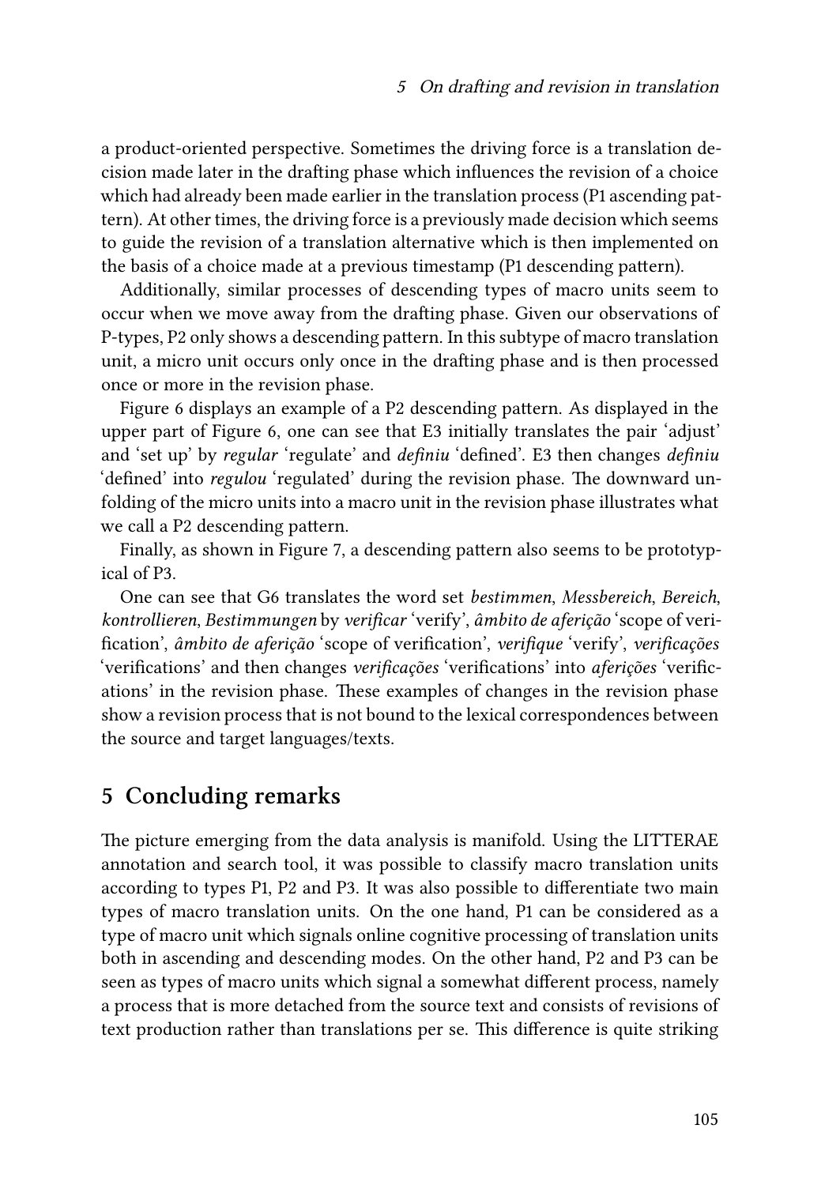a product-oriented perspective. Sometimes the driving force is a translation decision made later in the drafting phase which influences the revision of a choice which had already been made earlier in the translation process (P1 ascending pattern). At other times, the driving force is a previously made decision which seems to guide the revision of a translation alternative which is then implemented on the basis of a choice made at a previous timestamp (P1 descending pattern).

Additionally, similar processes of descending types of macro units seem to occur when we move away from the drafting phase. Given our observations of P-types, P2 only shows a descending pattern. In this subtype of macro translation unit, a micro unit occurs only once in the drafting phase and is then processed once or more in the revision phase.

Figure 6 displays an example of a P2 descending pattern. As displayed in the upper part of Figure 6, one can see that E3 initially translates the pair 'adjust' and 'set up' by *regular* 'regulate' and *definiu* 'defined'. E3 then changes *definiu* 'defined' into *regulou* 'regulated' during the revision phase. The downward unfolding of the micro units into a macro unit in the revision phase illustrates what we call a P2 descending pattern.

Finally, as shown in Figure 7, a descending pattern also seems to be prototypical of P3.

One can see that G6 translates the word set *bestimmen*, *Messbereich*, *Bereich*, *kontrollieren*, *Bestimmungen* by *verificar* 'verify', *âmbito de aferição* 'scope of verification', *âmbito de aferição* 'scope of verification', *verifique* 'verify', *verificações* 'verifications' and then changes *verificações* 'verifications' into *aferições* 'verifications' in the revision phase. These examples of changes in the revision phase show a revision process that is not bound to the lexical correspondences between the source and target languages/texts.

## 5 Concluding remarks

The picture emerging from the data analysis is manifold. Using the LITTERAE annotation and search tool, it was possible to classify macro translation units according to types P1, P2 and P3. It was also possible to differentiate two main types of macro translation units. On the one hand, P1 can be considered as a type of macro unit which signals online cognitive processing of translation units both in ascending and descending modes. On the other hand, P2 and P3 can be seen as types of macro units which signal a somewhat different process, namely a process that is more detached from the source text and consists of revisions of text production rather than translations per se. This difference is quite striking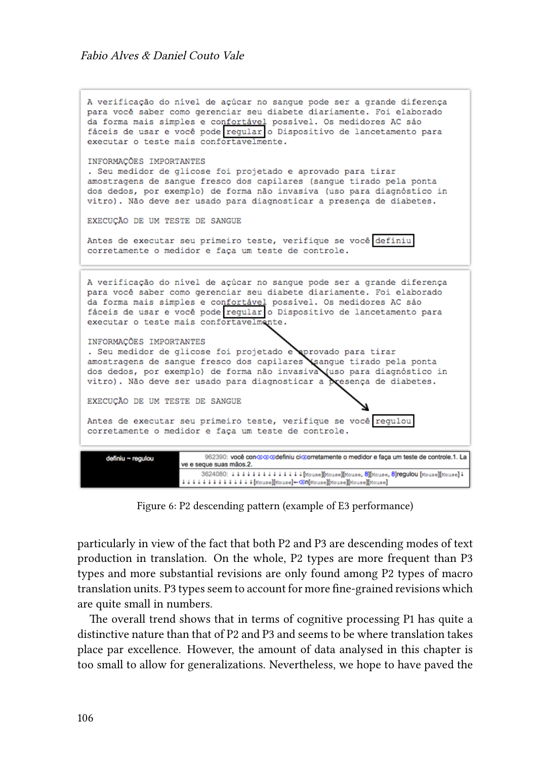A verificação do nível de açúcar no sangue pode ser a grande diferença para você saber como gerenciar seu diabete diariamente. Foi elaborado da forma mais simples e confortável possível. Os medidores AC são fáceis de usar e você pode regular o Dispositivo de lancetamento para executar o teste mais confortavelmente.

INFORMAÇÕES IMPORTANTES
. Seu medidor de glicose foi projetado e aprovado para tirar amostragens de sangue fresco dos capilares (sangue tirado pela ponta dos dedos, por exemplo) de forma não invasiva (uso para diagnóstico in vitro). Não deve ser usado para diagnosticar a presença de diabetes.

EXECUÇÃO DE UM TESTE DE SANGUE

Antes de executar seu primeiro teste, verifique se você definiu corretamente o medidor e faça um teste de controle.

A verificação do nível de açúcar no sangue pode ser a grande diferença para você saber como gerenciar seu diabete diariamente. Foi elaborado da forma mais simples e confortável possível. Os medidores AC são fáceis de usar e você pode regular o Dispositivo de lancetamento para executar o teste mais confortavelmente.

INFORMAÇÕES IMPORTANTES
. Seu medidor de glicose foi projetado e aprovado para tirar amostragens de sangue fresco dos capilares (sangue tirado pela ponta dos dedos, por exemplo) de forma não invasiva (uso para diagnóstico in vitro). Não deve ser usado para diagnosticar a presença de diabetes.

EXECUÇÃO DE UM TESTE DE SANGUE

Antes de executar seu primeiro teste, verifique se você regulou corretamente o medidor e faça um teste de controle.

| definiu ~ regulou | 962390: você con⌫⌫⌫definiu ci⌫orretamente o medidor e faça um teste de controle.1. La ve e seque suas mãos.2. |
|---|---|
| | 3624080: ↓↓↓↓↓↓↓↓↓↓↓↓↓↓[Mouse][Mouse][Mouse, 8][Mouse, 8]regulou [Mouse][Mouse]↓ ↓↓↓↓↓↓↓↓↓↓↓↓↓↓[Mouse][Mouse]←⌫n[Mouse][Mouse][Mouse][Mouse] |

Figure 6: P2 descending pattern (example of E3 performance)

particularly in view of the fact that both P2 and P3 are descending modes of text production in translation. On the whole, P2 types are more frequent than P3 types and more substantial revisions are only found among P2 types of macro translation units. P3 types seem to account for more fine-grained revisions which are quite small in numbers.

The overall trend shows that in terms of cognitive processing P1 has quite a distinctive nature than that of P2 and P3 and seems to be where translation takes place par excellence. However, the amount of data analysed in this chapter is too small to allow for generalizations. Nevertheless, we hope to have paved the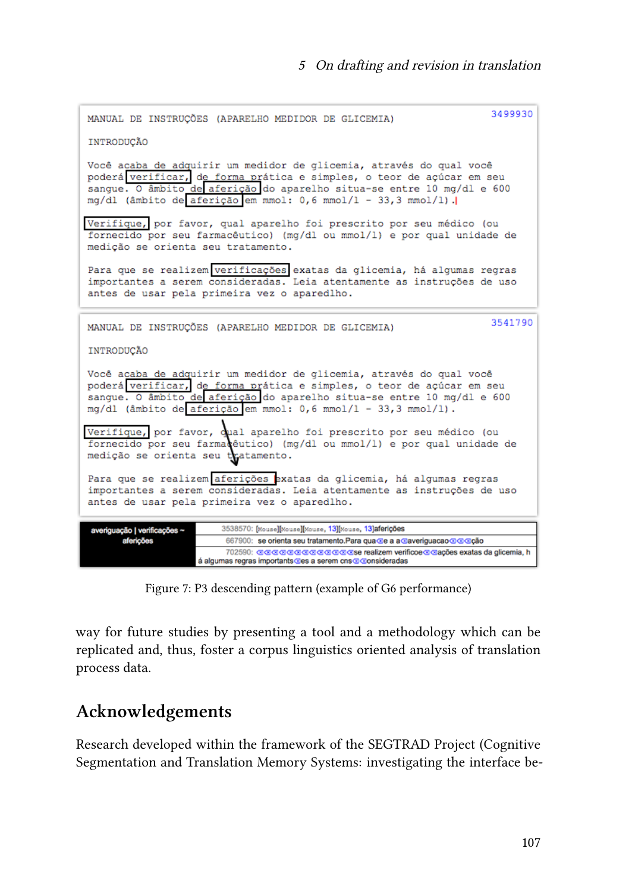MANUAL DE INSTRUÇÕES (APARELHO MEDIDOR DE GLICEMIA) 3499930

INTRODUÇÃO

Você acaba de adquirir um medidor de glicemia, através do qual você poderá verificar, de forma prática e simples, o teor de açúcar em seu sangue. O âmbito de aferição do aparelho situa-se entre 10 mg/dl e 600 mg/dl (âmbito de aferição em mmol: 0,6 mmol/l - 33,3 mmol/l).

Verifique, por favor, qual aparelho foi prescrito por seu médico (ou fornecido por seu farmacêutico) (mg/dl ou mmol/l) e por qual unidade de medição se orienta seu tratamento.

Para que se realizem verificações exatas da glicemia, há algumas regras importantes a serem consideradas. Leia atentamente as instruções de uso antes de usar pela primeira vez o aparedlho.

MANUAL DE INSTRUÇÕES (APARELHO MEDIDOR DE GLICEMIA) 3541790

INTRODUÇÃO

Você acaba de adquirir um medidor de glicemia, através do qual você poderá verificar, de forma prática e simples, o teor de açúcar em seu sangue. O âmbito de aferição do aparelho situa-se entre 10 mg/dl e 600 mg/dl (âmbito de aferição em mmol: 0,6 mmol/l - 33,3 mmol/l).

Verifique, por favor, qual aparelho foi prescrito por seu médico (ou fornecido por seu farmacêutico) (mg/dl ou mmol/l) e por qual unidade de medição se orienta seu tratamento.

Para que se realizem aferições exatas da glicemia, há algumas regras importantes a serem consideradas. Leia atentamente as instruções de uso antes de usar pela primeira vez o aparedlho.

| averiguação \| verificações ~ aferições | 3538570: [Mouse][Mouse][Mouse, 13][Mouse, 13]aferições |
|---|---|
| | 667900: se orienta seu tratamento.Para qua⌫e a a⌫averiguacao⌫⌫⌫ção |
| | 702590: ⌫⌫⌫⌫⌫⌫⌫⌫⌫⌫⌫⌫⌫se realizem verificoe⌫⌫ações exatas da glicemia, há algumas regras importants⌫es a serem cns⌫⌫onsideradas |

Figure 7: P3 descending pattern (example of G6 performance)

way for future studies by presenting a tool and a methodology which can be replicated and, thus, foster a corpus linguistics oriented analysis of translation process data.

## Acknowledgements

Research developed within the framework of the SEGTRAD Project (Cognitive Segmentation and Translation Memory Systems: investigating the interface be-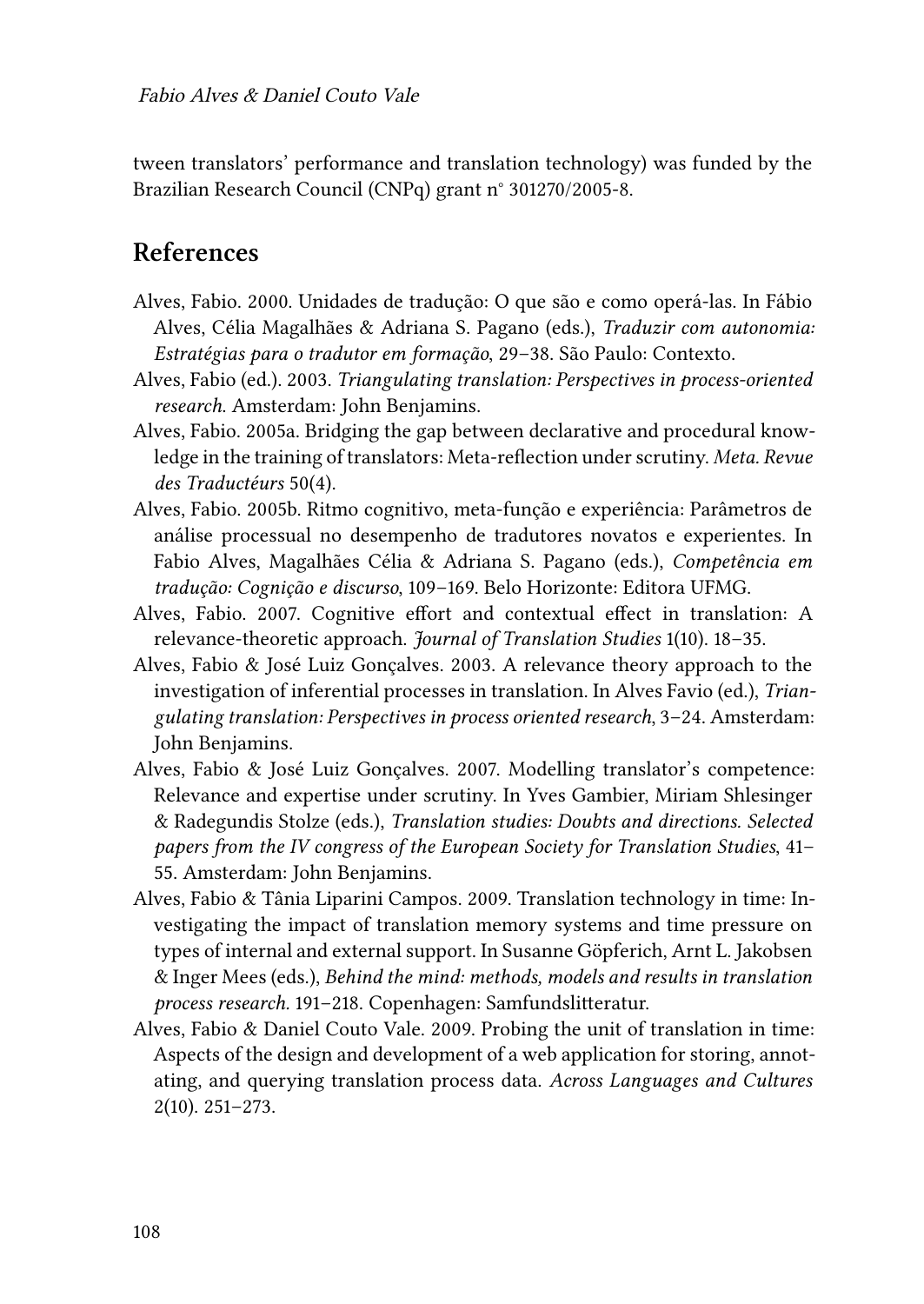tween translators' performance and translation technology) was funded by the Brazilian Research Council (CNPq) grant n° 301270/2005-8.

## References

Alves, Fabio. 2000. Unidades de tradução: O que são e como operá-las. In Fábio Alves, Célia Magalhães & Adriana S. Pagano (eds.), *Traduzir com autonomia: Estratégias para o tradutor em formação*, 29–38. São Paulo: Contexto.

Alves, Fabio (ed.). 2003. *Triangulating translation: Perspectives in process-oriented research*. Amsterdam: John Benjamins.

Alves, Fabio. 2005a. Bridging the gap between declarative and procedural knowledge in the training of translators: Meta-reflection under scrutiny. *Meta. Revue des Traductéurs* 50(4).

Alves, Fabio. 2005b. Ritmo cognitivo, meta-função e experiência: Parâmetros de análise processual no desempenho de tradutores novatos e experientes. In Fabio Alves, Magalhães Célia & Adriana S. Pagano (eds.), *Competência em tradução: Cognição e discurso*, 109–169. Belo Horizonte: Editora UFMG.

Alves, Fabio. 2007. Cognitive effort and contextual effect in translation: A relevance-theoretic approach. *Journal of Translation Studies* 1(10). 18–35.

Alves, Fabio & José Luiz Gonçalves. 2003. A relevance theory approach to the investigation of inferential processes in translation. In Alves Favio (ed.), *Triangulating translation: Perspectives in process oriented research*, 3–24. Amsterdam: John Benjamins.

Alves, Fabio & José Luiz Gonçalves. 2007. Modelling translator's competence: Relevance and expertise under scrutiny. In Yves Gambier, Miriam Shlesinger & Radegundis Stolze (eds.), *Translation studies: Doubts and directions. Selected papers from the IV congress of the European Society for Translation Studies*, 41–55. Amsterdam: John Benjamins.

Alves, Fabio & Tânia Liparini Campos. 2009. Translation technology in time: Investigating the impact of translation memory systems and time pressure on types of internal and external support. In Susanne Göpferich, Arnt L. Jakobsen & Inger Mees (eds.), *Behind the mind: methods, models and results in translation process research.* 191–218. Copenhagen: Samfundslitteratur.

Alves, Fabio & Daniel Couto Vale. 2009. Probing the unit of translation in time: Aspects of the design and development of a web application for storing, annotating, and querying translation process data. *Across Languages and Cultures* 2(10). 251–273.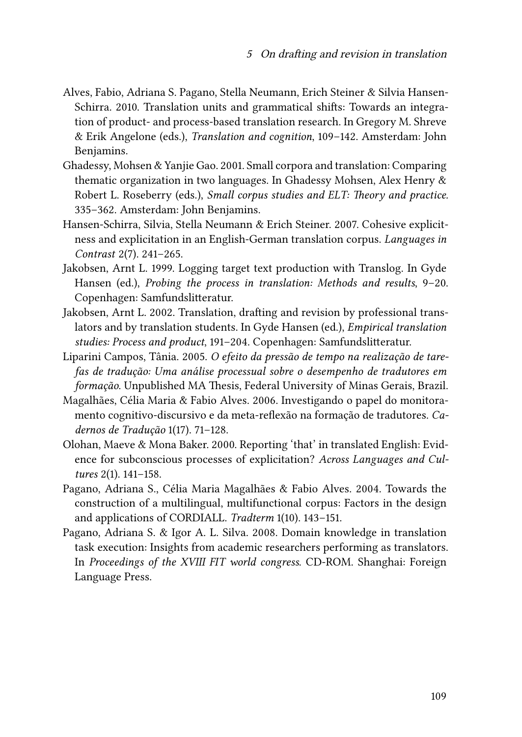Alves, Fabio, Adriana S. Pagano, Stella Neumann, Erich Steiner & Silvia Hansen-Schirra. 2010. Translation units and grammatical shifts: Towards an integration of product- and process-based translation research. In Gregory M. Shreve & Erik Angelone (eds.), *Translation and cognition*, 109–142. Amsterdam: John Benjamins.

Ghadessy, Mohsen & Yanjie Gao. 2001. Small corpora and translation: Comparing thematic organization in two languages. In Ghadessy Mohsen, Alex Henry & Robert L. Roseberry (eds.), *Small corpus studies and ELT: Theory and practice*. 335–362. Amsterdam: John Benjamins.

Hansen-Schirra, Silvia, Stella Neumann & Erich Steiner. 2007. Cohesive explicitness and explicitation in an English-German translation corpus. *Languages in Contrast* 2(7). 241–265.

Jakobsen, Arnt L. 1999. Logging target text production with Translog. In Gyde Hansen (ed.), *Probing the process in translation: Methods and results*, 9–20. Copenhagen: Samfundslitteratur.

Jakobsen, Arnt L. 2002. Translation, drafting and revision by professional translators and by translation students. In Gyde Hansen (ed.), *Empirical translation studies: Process and product*, 191–204. Copenhagen: Samfundslitteratur.

Liparini Campos, Tânia. 2005. *O efeito da pressão de tempo na realização de tarefas de tradução: Uma análise processual sobre o desempenho de tradutores em formação*. Unpublished MA Thesis, Federal University of Minas Gerais, Brazil.

Magalhães, Célia Maria & Fabio Alves. 2006. Investigando o papel do monitoramento cognitivo-discursivo e da meta-reflexão na formação de tradutores. *Cadernos de Tradução* 1(17). 71–128.

Olohan, Maeve & Mona Baker. 2000. Reporting 'that' in translated English: Evidence for subconscious processes of explicitation? *Across Languages and Cultures* 2(1). 141–158.

Pagano, Adriana S., Célia Maria Magalhães & Fabio Alves. 2004. Towards the construction of a multilingual, multifunctional corpus: Factors in the design and applications of CORDIALL. *Tradterm* 1(10). 143–151.

Pagano, Adriana S. & Igor A. L. Silva. 2008. Domain knowledge in translation task execution: Insights from academic researchers performing as translators. In *Proceedings of the XVIII FIT world congress*. CD-ROM. Shanghai: Foreign Language Press.